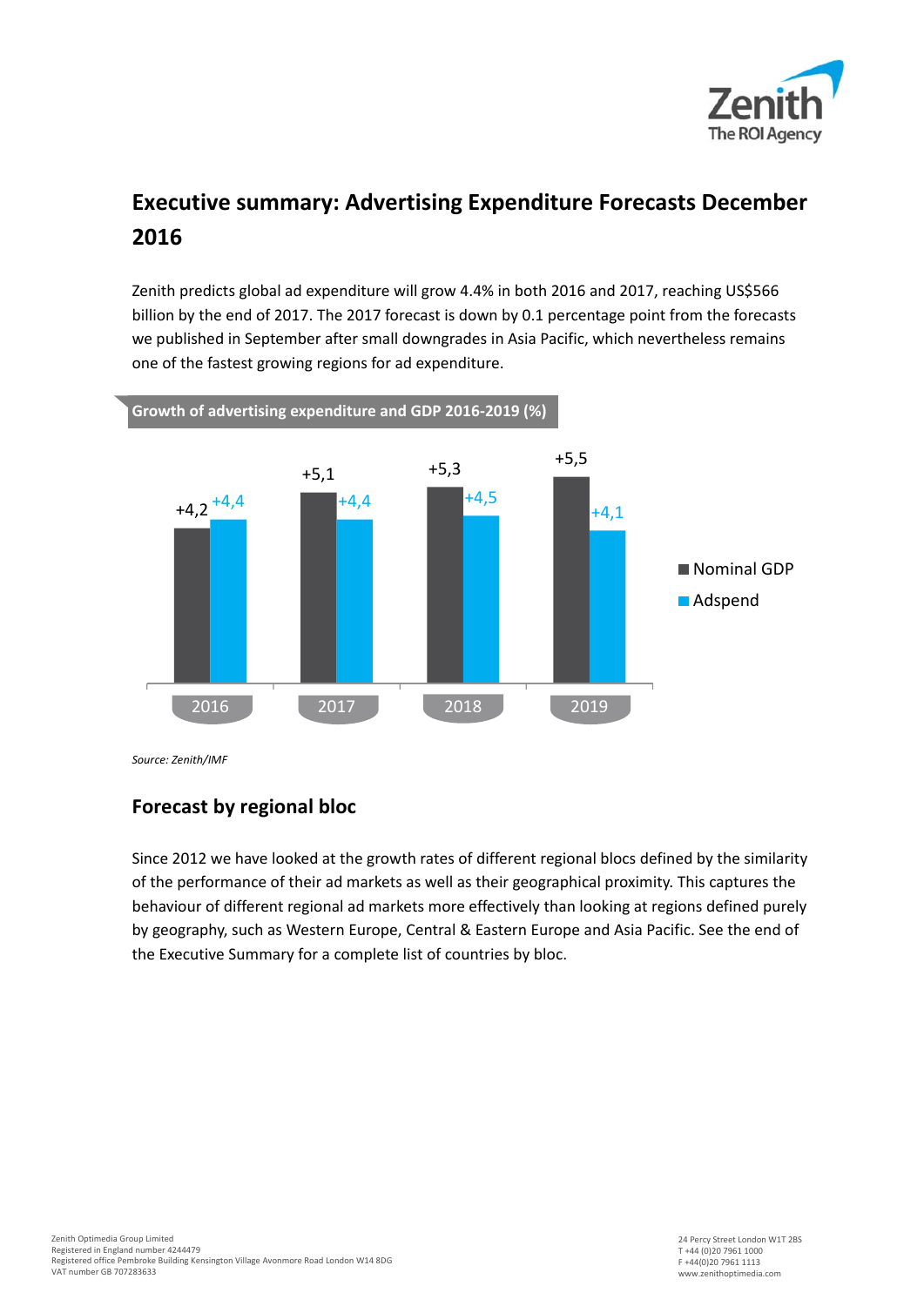# Executive summary: Advertising Expenditure Forecasts December 2016

Zenith predicts global ad expenditure will grow 4.4% in both 2016 and 2017, reaching US$566 billion by the end of 2017. The 2017 forecast is down by 0.1 percentage point from the forecasts we published in September after small downgrades in Asia Pacific, which nevertheless remains one of the fastest growing regions for ad expenditure.

**Growth of advertising expenditure and GDP 2016-2019 (%)**

| | 2016 | 2017 | 2018 | 2019 |
|---|---|---|---|---|
| Nominal GDP | +4,2 | +5,1 | +5,3 | +5,5 |
| Adspend | +4,4 | +4,4 | +4,5 | +4,1 |

*Source: Zenith/IMF*

## Forecast by regional bloc

Since 2012 we have looked at the growth rates of different regional blocs defined by the similarity of the performance of their ad markets as well as their geographical proximity. This captures the behaviour of different regional ad markets more effectively than looking at regions defined purely by geography, such as Western Europe, Central & Eastern Europe and Asia Pacific. See the end of the Executive Summary for a complete list of countries by bloc.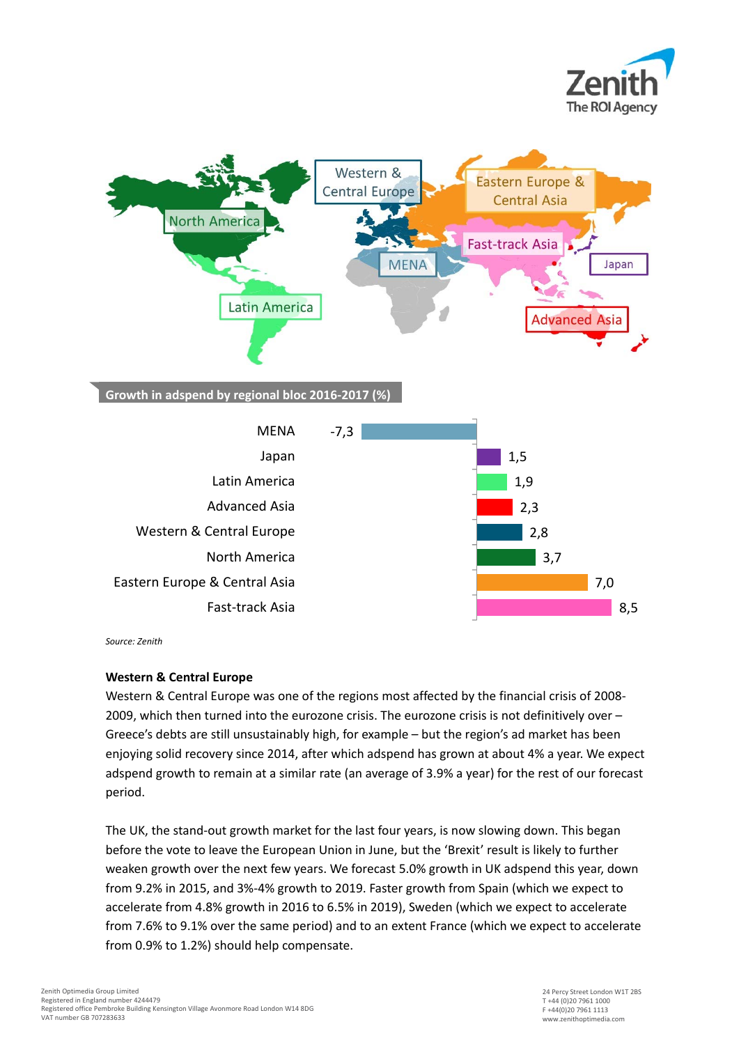**Growth in adspend by regional bloc 2016-2017 (%)**

| Region | Growth (%) |
|---|---|
| MENA | -7,3 |
| Japan | 1,5 |
| Latin America | 1,9 |
| Advanced Asia | 2,3 |
| Western & Central Europe | 2,8 |
| North America | 3,7 |
| Eastern Europe & Central Asia | 7,0 |
| Fast-track Asia | 8,5 |

*Source: Zenith*

### Western & Central Europe

Western & Central Europe was one of the regions most affected by the financial crisis of 2008-2009, which then turned into the eurozone crisis. The eurozone crisis is not definitively over – Greece's debts are still unsustainably high, for example – but the region's ad market has been enjoying solid recovery since 2014, after which adspend has grown at about 4% a year. We expect adspend growth to remain at a similar rate (an average of 3.9% a year) for the rest of our forecast period.

The UK, the stand-out growth market for the last four years, is now slowing down. This began before the vote to leave the European Union in June, but the 'Brexit' result is likely to further weaken growth over the next few years. We forecast 5.0% growth in UK adspend this year, down from 9.2% in 2015, and 3%-4% growth to 2019. Faster growth from Spain (which we expect to accelerate from 4.8% growth in 2016 to 6.5% in 2019), Sweden (which we expect to accelerate from 7.6% to 9.1% over the same period) and to an extent France (which we expect to accelerate from 0.9% to 1.2%) should help compensate.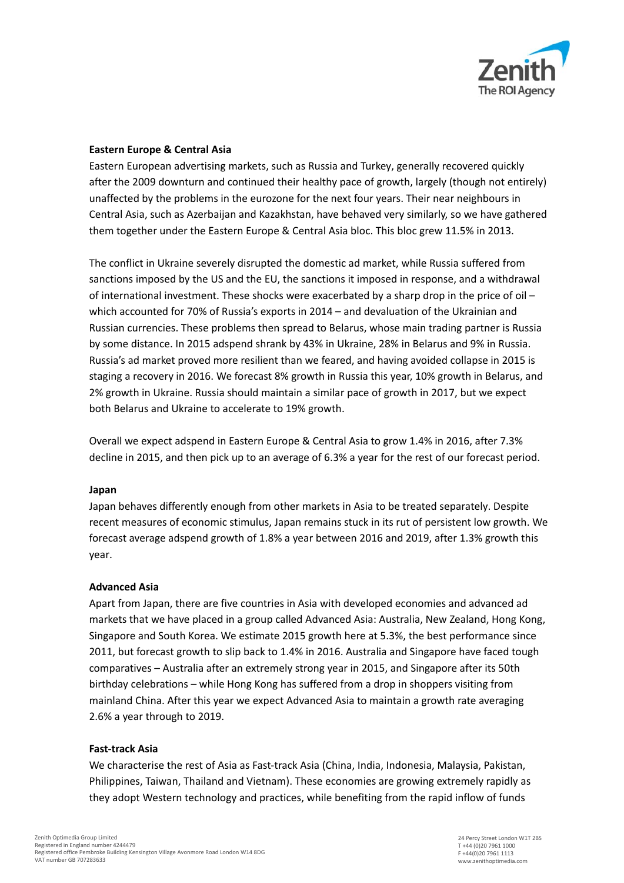**Eastern Europe & Central Asia**

Eastern European advertising markets, such as Russia and Turkey, generally recovered quickly after the 2009 downturn and continued their healthy pace of growth, largely (though not entirely) unaffected by the problems in the eurozone for the next four years. Their near neighbours in Central Asia, such as Azerbaijan and Kazakhstan, have behaved very similarly, so we have gathered them together under the Eastern Europe & Central Asia bloc. This bloc grew 11.5% in 2013.

The conflict in Ukraine severely disrupted the domestic ad market, while Russia suffered from sanctions imposed by the US and the EU, the sanctions it imposed in response, and a withdrawal of international investment. These shocks were exacerbated by a sharp drop in the price of oil – which accounted for 70% of Russia's exports in 2014 – and devaluation of the Ukrainian and Russian currencies. These problems then spread to Belarus, whose main trading partner is Russia by some distance. In 2015 adspend shrank by 43% in Ukraine, 28% in Belarus and 9% in Russia. Russia's ad market proved more resilient than we feared, and having avoided collapse in 2015 is staging a recovery in 2016. We forecast 8% growth in Russia this year, 10% growth in Belarus, and 2% growth in Ukraine. Russia should maintain a similar pace of growth in 2017, but we expect both Belarus and Ukraine to accelerate to 19% growth.

Overall we expect adspend in Eastern Europe & Central Asia to grow 1.4% in 2016, after 7.3% decline in 2015, and then pick up to an average of 6.3% a year for the rest of our forecast period.

**Japan**

Japan behaves differently enough from other markets in Asia to be treated separately. Despite recent measures of economic stimulus, Japan remains stuck in its rut of persistent low growth. We forecast average adspend growth of 1.8% a year between 2016 and 2019, after 1.3% growth this year.

**Advanced Asia**

Apart from Japan, there are five countries in Asia with developed economies and advanced ad markets that we have placed in a group called Advanced Asia: Australia, New Zealand, Hong Kong, Singapore and South Korea. We estimate 2015 growth here at 5.3%, the best performance since 2011, but forecast growth to slip back to 1.4% in 2016. Australia and Singapore have faced tough comparatives – Australia after an extremely strong year in 2015, and Singapore after its 50th birthday celebrations – while Hong Kong has suffered from a drop in shoppers visiting from mainland China. After this year we expect Advanced Asia to maintain a growth rate averaging 2.6% a year through to 2019.

**Fast-track Asia**

We characterise the rest of Asia as Fast-track Asia (China, India, Indonesia, Malaysia, Pakistan, Philippines, Taiwan, Thailand and Vietnam). These economies are growing extremely rapidly as they adopt Western technology and practices, while benefiting from the rapid inflow of funds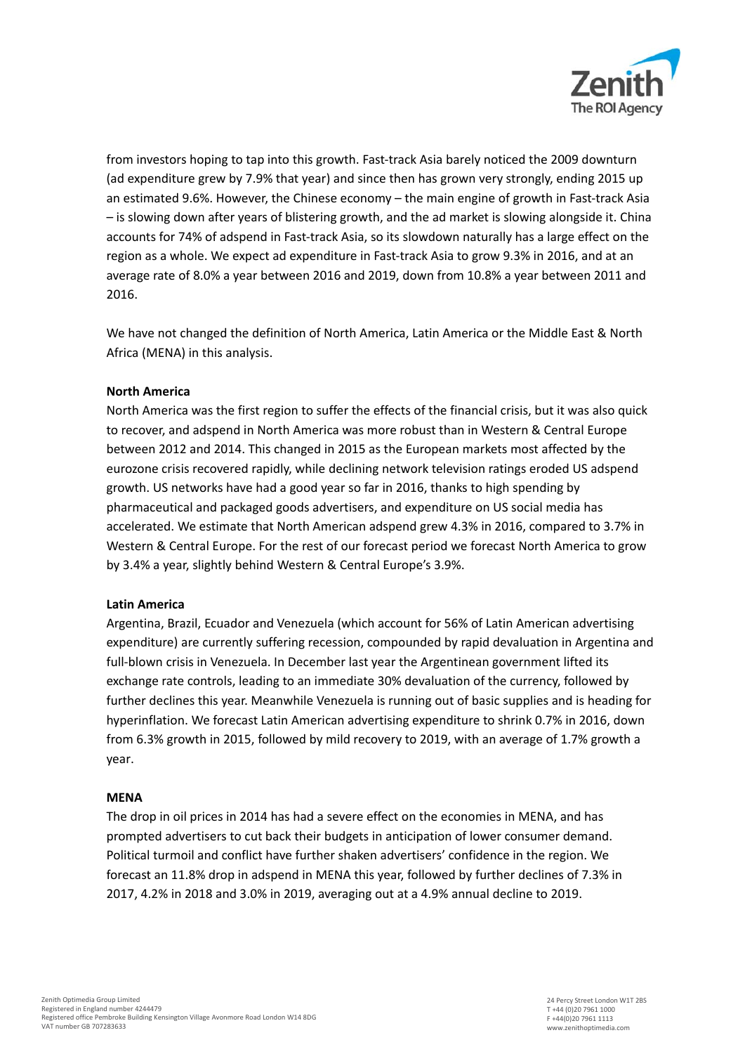from investors hoping to tap into this growth. Fast-track Asia barely noticed the 2009 downturn (ad expenditure grew by 7.9% that year) and since then has grown very strongly, ending 2015 up an estimated 9.6%. However, the Chinese economy – the main engine of growth in Fast-track Asia – is slowing down after years of blistering growth, and the ad market is slowing alongside it. China accounts for 74% of adspend in Fast-track Asia, so its slowdown naturally has a large effect on the region as a whole. We expect ad expenditure in Fast-track Asia to grow 9.3% in 2016, and at an average rate of 8.0% a year between 2016 and 2019, down from 10.8% a year between 2011 and 2016.

We have not changed the definition of North America, Latin America or the Middle East & North Africa (MENA) in this analysis.

**North America**

North America was the first region to suffer the effects of the financial crisis, but it was also quick to recover, and adspend in North America was more robust than in Western & Central Europe between 2012 and 2014. This changed in 2015 as the European markets most affected by the eurozone crisis recovered rapidly, while declining network television ratings eroded US adspend growth. US networks have had a good year so far in 2016, thanks to high spending by pharmaceutical and packaged goods advertisers, and expenditure on US social media has accelerated. We estimate that North American adspend grew 4.3% in 2016, compared to 3.7% in Western & Central Europe. For the rest of our forecast period we forecast North America to grow by 3.4% a year, slightly behind Western & Central Europe's 3.9%.

**Latin America**

Argentina, Brazil, Ecuador and Venezuela (which account for 56% of Latin American advertising expenditure) are currently suffering recession, compounded by rapid devaluation in Argentina and full-blown crisis in Venezuela. In December last year the Argentinean government lifted its exchange rate controls, leading to an immediate 30% devaluation of the currency, followed by further declines this year. Meanwhile Venezuela is running out of basic supplies and is heading for hyperinflation. We forecast Latin American advertising expenditure to shrink 0.7% in 2016, down from 6.3% growth in 2015, followed by mild recovery to 2019, with an average of 1.7% growth a year.

**MENA**

The drop in oil prices in 2014 has had a severe effect on the economies in MENA, and has prompted advertisers to cut back their budgets in anticipation of lower consumer demand. Political turmoil and conflict have further shaken advertisers' confidence in the region. We forecast an 11.8% drop in adspend in MENA this year, followed by further declines of 7.3% in 2017, 4.2% in 2018 and 3.0% in 2019, averaging out at a 4.9% annual decline to 2019.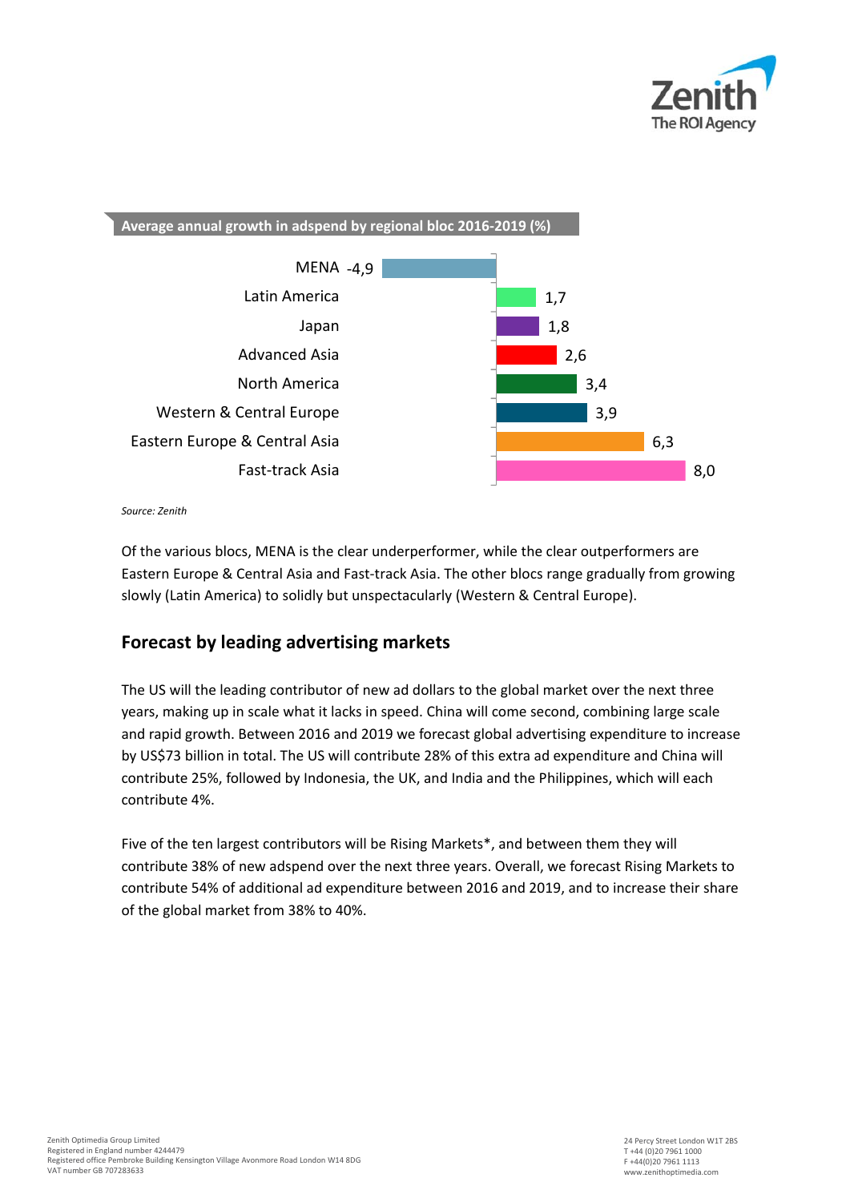**Average annual growth in adspend by regional bloc 2016-2019 (%)**

| Region | Growth (%) |
| --- | --- |
| MENA | -4,9 |
| Latin America | 1,7 |
| Japan | 1,8 |
| Advanced Asia | 2,6 |
| North America | 3,4 |
| Western & Central Europe | 3,9 |
| Eastern Europe & Central Asia | 6,3 |
| Fast-track Asia | 8,0 |

*Source: Zenith*

Of the various blocs, MENA is the clear underperformer, while the clear outperformers are Eastern Europe & Central Asia and Fast-track Asia. The other blocs range gradually from growing slowly (Latin America) to solidly but unspectacularly (Western & Central Europe).

## Forecast by leading advertising markets

The US will the leading contributor of new ad dollars to the global market over the next three years, making up in scale what it lacks in speed. China will come second, combining large scale and rapid growth. Between 2016 and 2019 we forecast global advertising expenditure to increase by US$73 billion in total. The US will contribute 28% of this extra ad expenditure and China will contribute 25%, followed by Indonesia, the UK, and India and the Philippines, which will each contribute 4%.

Five of the ten largest contributors will be Rising Markets*, and between them they will contribute 38% of new adspend over the next three years. Overall, we forecast Rising Markets to contribute 54% of additional ad expenditure between 2016 and 2019, and to increase their share of the global market from 38% to 40%.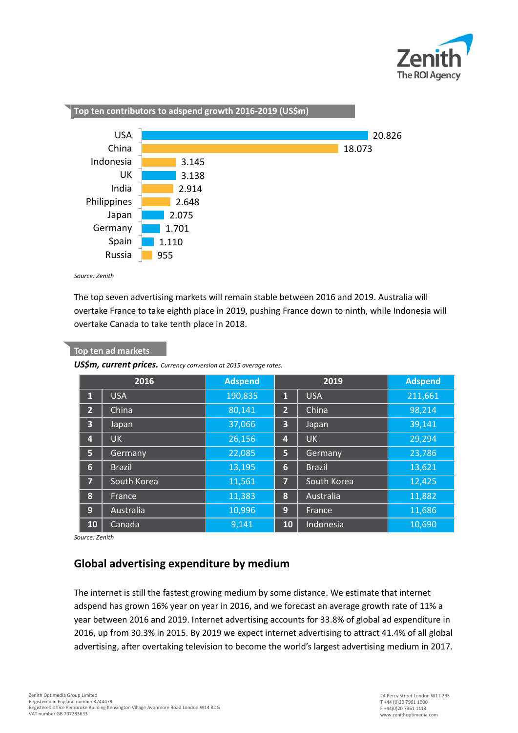### Top ten contributors to adspend growth 2016-2019 (US$m)

| Country | Adspend growth |
|---|---|
| USA | 20.826 |
| China | 18.073 |
| Indonesia | 3.145 |
| UK | 3.138 |
| India | 2.914 |
| Philippines | 2.648 |
| Japan | 2.075 |
| Germany | 1.701 |
| Spain | 1.110 |
| Russia | 955 |

*Source: Zenith*

The top seven advertising markets will remain stable between 2016 and 2019. Australia will overtake France to take eighth place in 2019, pushing France down to ninth, while Indonesia will overtake Canada to take tenth place in 2018.

### Top ten ad markets

***US$m, current prices.*** *Currency conversion at 2015 average rates.*

| 2016 | | Adspend | 2019 | | Adspend |
|---|---|---|---|---|---|
| 1 | USA | 190,835 | 1 | USA | 211,661 |
| 2 | China | 80,141 | 2 | China | 98,214 |
| 3 | Japan | 37,066 | 3 | Japan | 39,141 |
| 4 | UK | 26,156 | 4 | UK | 29,294 |
| 5 | Germany | 22,085 | 5 | Germany | 23,786 |
| 6 | Brazil | 13,195 | 6 | Brazil | 13,621 |
| 7 | South Korea | 11,561 | 7 | South Korea | 12,425 |
| 8 | France | 11,383 | 8 | Australia | 11,882 |
| 9 | Australia | 10,996 | 9 | France | 11,686 |
| 10 | Canada | 9,141 | 10 | Indonesia | 10,690 |

*Source: Zenith*

## Global advertising expenditure by medium

The internet is still the fastest growing medium by some distance. We estimate that internet adspend has grown 16% year on year in 2016, and we forecast an average growth rate of 11% a year between 2016 and 2019. Internet advertising accounts for 33.8% of global ad expenditure in 2016, up from 30.3% in 2015. By 2019 we expect internet advertising to attract 41.4% of all global advertising, after overtaking television to become the world's largest advertising medium in 2017.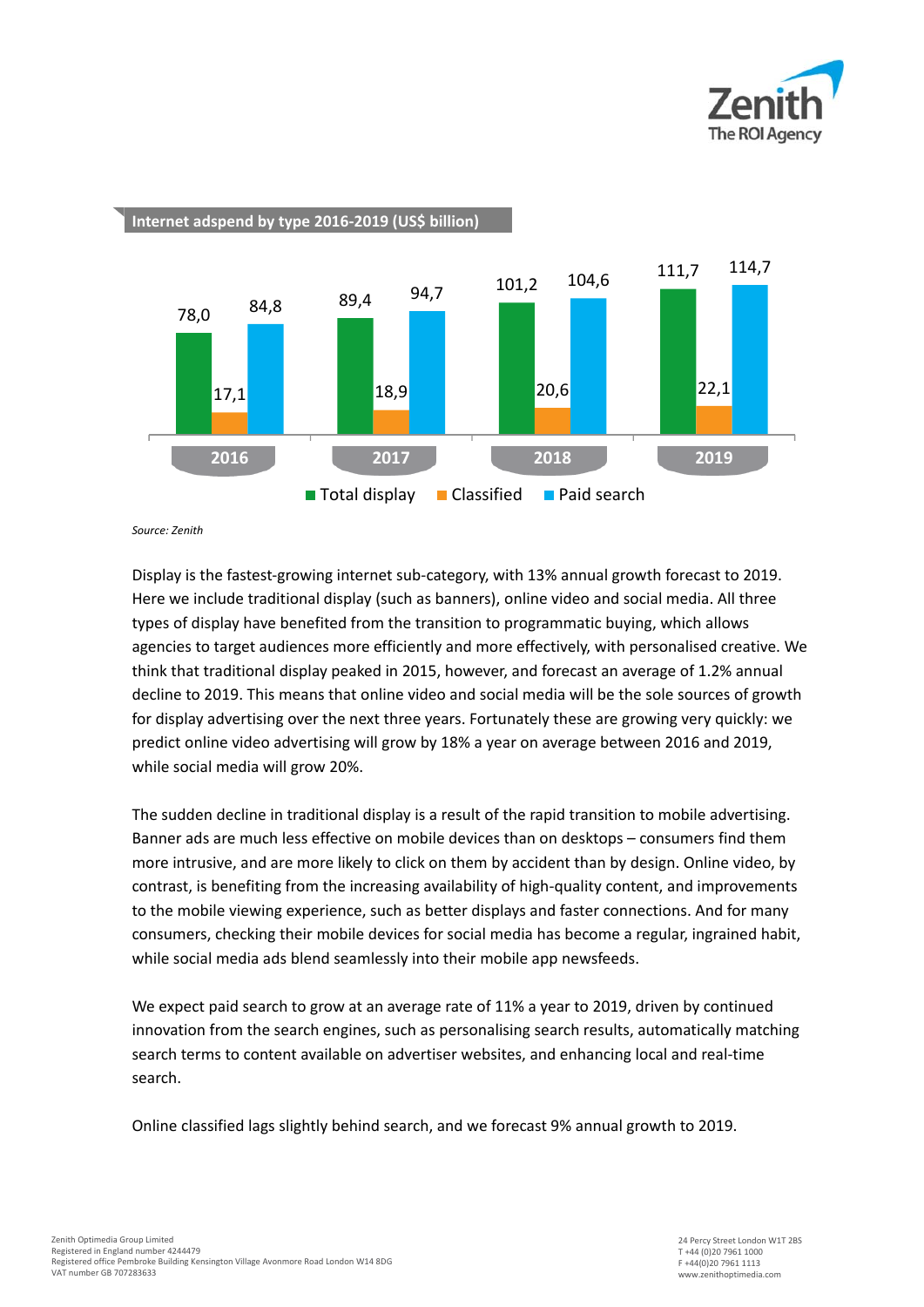**Internet adspend by type 2016-2019 (US$ billion)**

| | 2016 | 2017 | 2018 | 2019 |
|---|---|---|---|---|
| Total display | 78,0 | 89,4 | 101,2 | 111,7 |
| Classified | 17,1 | 18,9 | 20,6 | 22,1 |
| Paid search | 84,8 | 94,7 | 104,6 | 114,7 |

*Source: Zenith*

Display is the fastest-growing internet sub-category, with 13% annual growth forecast to 2019. Here we include traditional display (such as banners), online video and social media. All three types of display have benefited from the transition to programmatic buying, which allows agencies to target audiences more efficiently and more effectively, with personalised creative. We think that traditional display peaked in 2015, however, and forecast an average of 1.2% annual decline to 2019. This means that online video and social media will be the sole sources of growth for display advertising over the next three years. Fortunately these are growing very quickly: we predict online video advertising will grow by 18% a year on average between 2016 and 2019, while social media will grow 20%.

The sudden decline in traditional display is a result of the rapid transition to mobile advertising. Banner ads are much less effective on mobile devices than on desktops – consumers find them more intrusive, and are more likely to click on them by accident than by design. Online video, by contrast, is benefiting from the increasing availability of high-quality content, and improvements to the mobile viewing experience, such as better displays and faster connections. And for many consumers, checking their mobile devices for social media has become a regular, ingrained habit, while social media ads blend seamlessly into their mobile app newsfeeds.

We expect paid search to grow at an average rate of 11% a year to 2019, driven by continued innovation from the search engines, such as personalising search results, automatically matching search terms to content available on advertiser websites, and enhancing local and real-time search.

Online classified lags slightly behind search, and we forecast 9% annual growth to 2019.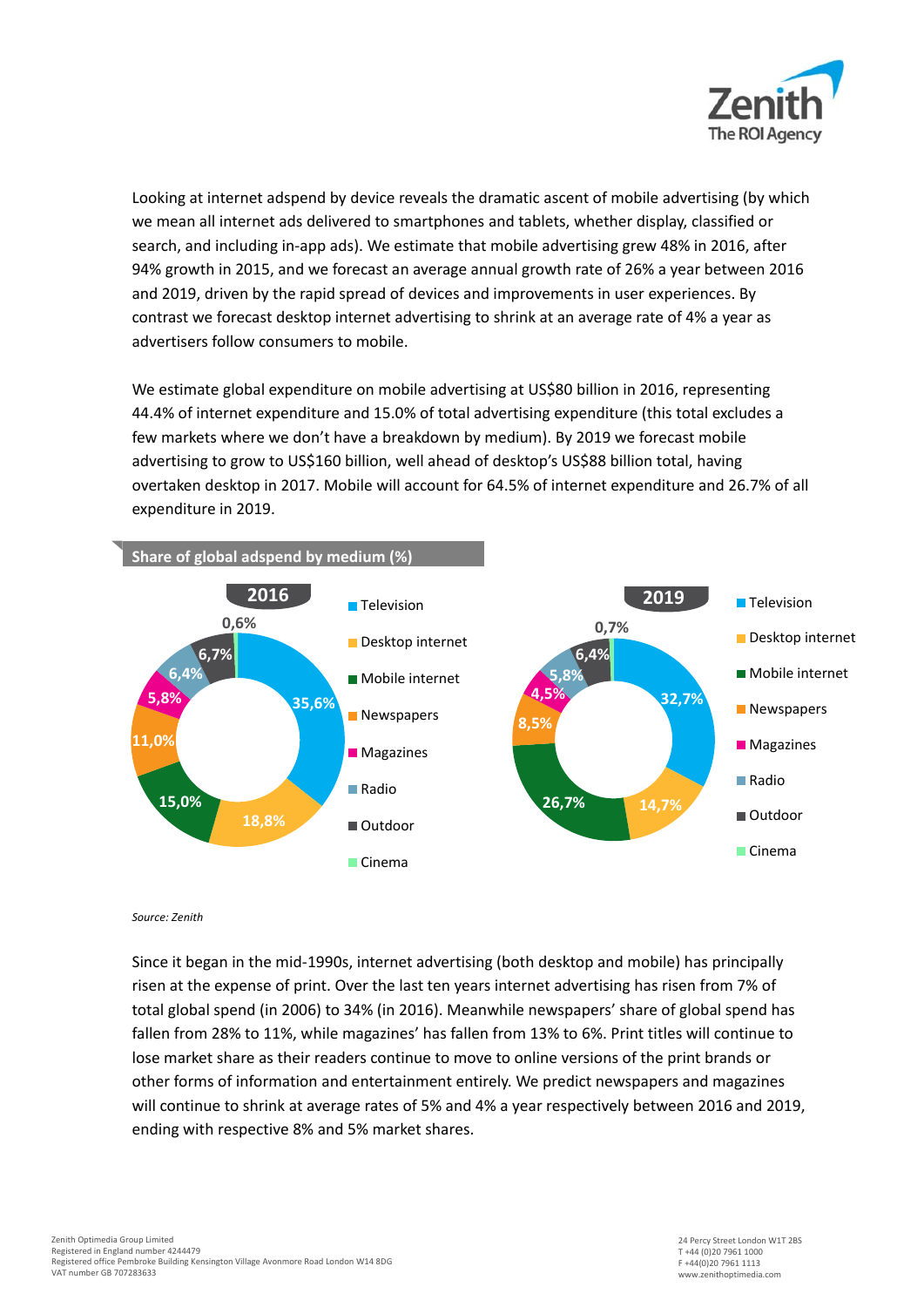Looking at internet adspend by device reveals the dramatic ascent of mobile advertising (by which we mean all internet ads delivered to smartphones and tablets, whether display, classified or search, and including in-app ads). We estimate that mobile advertising grew 48% in 2016, after 94% growth in 2015, and we forecast an average annual growth rate of 26% a year between 2016 and 2019, driven by the rapid spread of devices and improvements in user experiences. By contrast we forecast desktop internet advertising to shrink at an average rate of 4% a year as advertisers follow consumers to mobile.

We estimate global expenditure on mobile advertising at US$80 billion in 2016, representing 44.4% of internet expenditure and 15.0% of total advertising expenditure (this total excludes a few markets where we don't have a breakdown by medium). By 2019 we forecast mobile advertising to grow to US$160 billion, well ahead of desktop's US$88 billion total, having overtaken desktop in 2017. Mobile will account for 64.5% of internet expenditure and 26.7% of all expenditure in 2019.

**Share of global adspend by medium (%)**

| Medium | 2016 | 2019 |
|---|---|---|
| Television | 35,6% | 32,7% |
| Desktop internet | 18,8% | 14,7% |
| Mobile internet | 15,0% | 26,7% |
| Newspapers | 11,0% | 8,5% |
| Magazines | 5,8% | 4,5% |
| Radio | 6,4% | 5,8% |
| Outdoor | 6,7% | 6,4% |
| Cinema | 0,6% | 0,7% |

*Source: Zenith*

Since it began in the mid-1990s, internet advertising (both desktop and mobile) has principally risen at the expense of print. Over the last ten years internet advertising has risen from 7% of total global spend (in 2006) to 34% (in 2016). Meanwhile newspapers' share of global spend has fallen from 28% to 11%, while magazines' has fallen from 13% to 6%. Print titles will continue to lose market share as their readers continue to move to online versions of the print brands or other forms of information and entertainment entirely. We predict newspapers and magazines will continue to shrink at average rates of 5% and 4% a year respectively between 2016 and 2019, ending with respective 8% and 5% market shares.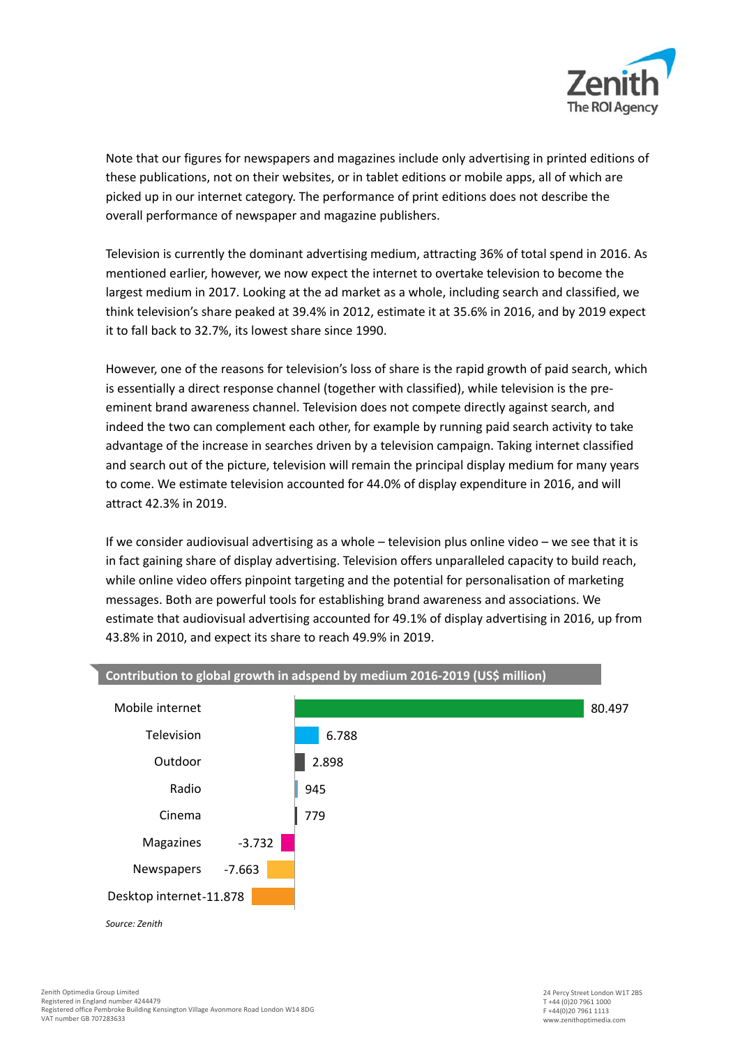Note that our figures for newspapers and magazines include only advertising in printed editions of these publications, not on their websites, or in tablet editions or mobile apps, all of which are picked up in our internet category. The performance of print editions does not describe the overall performance of newspaper and magazine publishers.

Television is currently the dominant advertising medium, attracting 36% of total spend in 2016. As mentioned earlier, however, we now expect the internet to overtake television to become the largest medium in 2017. Looking at the ad market as a whole, including search and classified, we think television's share peaked at 39.4% in 2012, estimate it at 35.6% in 2016, and by 2019 expect it to fall back to 32.7%, its lowest share since 1990.

However, one of the reasons for television's loss of share is the rapid growth of paid search, which is essentially a direct response channel (together with classified), while television is the pre-eminent brand awareness channel. Television does not compete directly against search, and indeed the two can complement each other, for example by running paid search activity to take advantage of the increase in searches driven by a television campaign. Taking internet classified and search out of the picture, television will remain the principal display medium for many years to come. We estimate television accounted for 44.0% of display expenditure in 2016, and will attract 42.3% in 2019.

If we consider audiovisual advertising as a whole – television plus online video – we see that it is in fact gaining share of display advertising. Television offers unparalleled capacity to build reach, while online video offers pinpoint targeting and the potential for personalisation of marketing messages. Both are powerful tools for establishing brand awareness and associations. We estimate that audiovisual advertising accounted for 49.1% of display advertising in 2016, up from 43.8% in 2010, and expect its share to reach 49.9% in 2019.

**Contribution to global growth in adspend by medium 2016-2019 (US$ million)**

| Medium | US$ million |
|---|---|
| Mobile internet | 80.497 |
| Television | 6.788 |
| Outdoor | 2.898 |
| Radio | 945 |
| Cinema | 779 |
| Magazines | -3.732 |
| Newspapers | -7.663 |
| Desktop internet | -11.878 |

*Source: Zenith*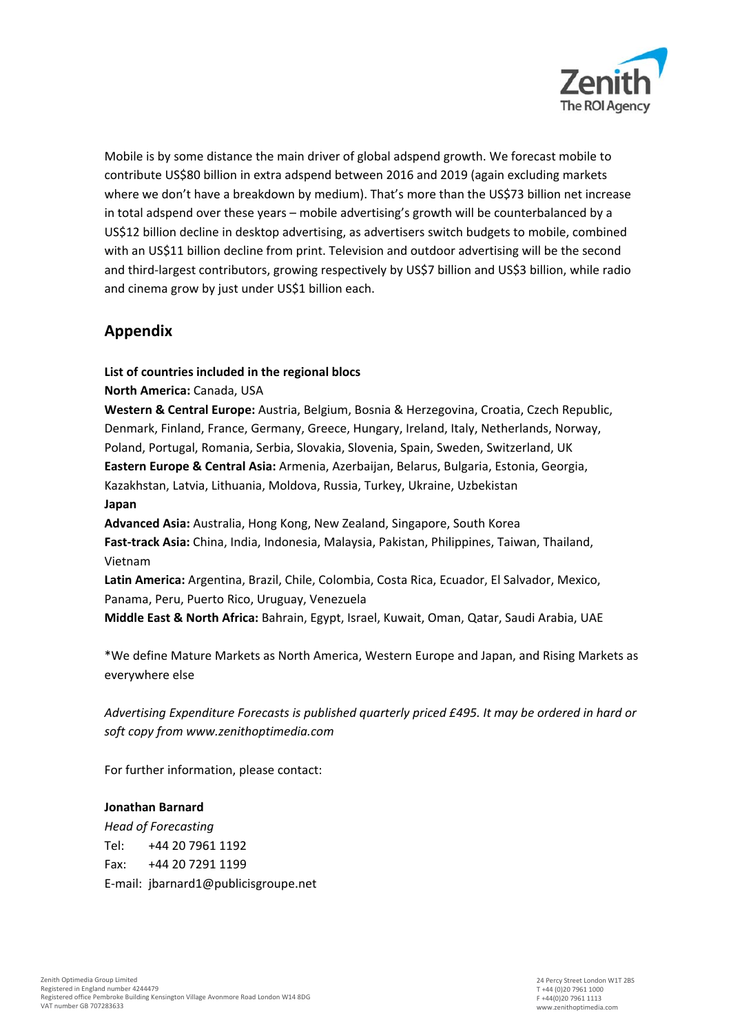Mobile is by some distance the main driver of global adspend growth. We forecast mobile to contribute US$80 billion in extra adspend between 2016 and 2019 (again excluding markets where we don't have a breakdown by medium). That's more than the US$73 billion net increase in total adspend over these years – mobile advertising's growth will be counterbalanced by a US$12 billion decline in desktop advertising, as advertisers switch budgets to mobile, combined with an US$11 billion decline from print. Television and outdoor advertising will be the second and third-largest contributors, growing respectively by US$7 billion and US$3 billion, while radio and cinema grow by just under US$1 billion each.

## Appendix

**List of countries included in the regional blocs**

**North America:** Canada, USA

**Western & Central Europe:** Austria, Belgium, Bosnia & Herzegovina, Croatia, Czech Republic, Denmark, Finland, France, Germany, Greece, Hungary, Ireland, Italy, Netherlands, Norway, Poland, Portugal, Romania, Serbia, Slovakia, Slovenia, Spain, Sweden, Switzerland, UK

**Eastern Europe & Central Asia:** Armenia, Azerbaijan, Belarus, Bulgaria, Estonia, Georgia, Kazakhstan, Latvia, Lithuania, Moldova, Russia, Turkey, Ukraine, Uzbekistan

**Japan**

**Advanced Asia:** Australia, Hong Kong, New Zealand, Singapore, South Korea

**Fast-track Asia:** China, India, Indonesia, Malaysia, Pakistan, Philippines, Taiwan, Thailand, Vietnam

**Latin America:** Argentina, Brazil, Chile, Colombia, Costa Rica, Ecuador, El Salvador, Mexico, Panama, Peru, Puerto Rico, Uruguay, Venezuela

**Middle East & North Africa:** Bahrain, Egypt, Israel, Kuwait, Oman, Qatar, Saudi Arabia, UAE

*We define Mature Markets as North America, Western Europe and Japan, and Rising Markets as everywhere else

*Advertising Expenditure Forecasts is published quarterly priced £495. It may be ordered in hard or soft copy from www.zenithoptimedia.com*

For further information, please contact:

**Jonathan Barnard**
*Head of Forecasting*
Tel: +44 20 7961 1192
Fax: +44 20 7291 1199
E-mail: jbarnard1@publicisgroupe.net